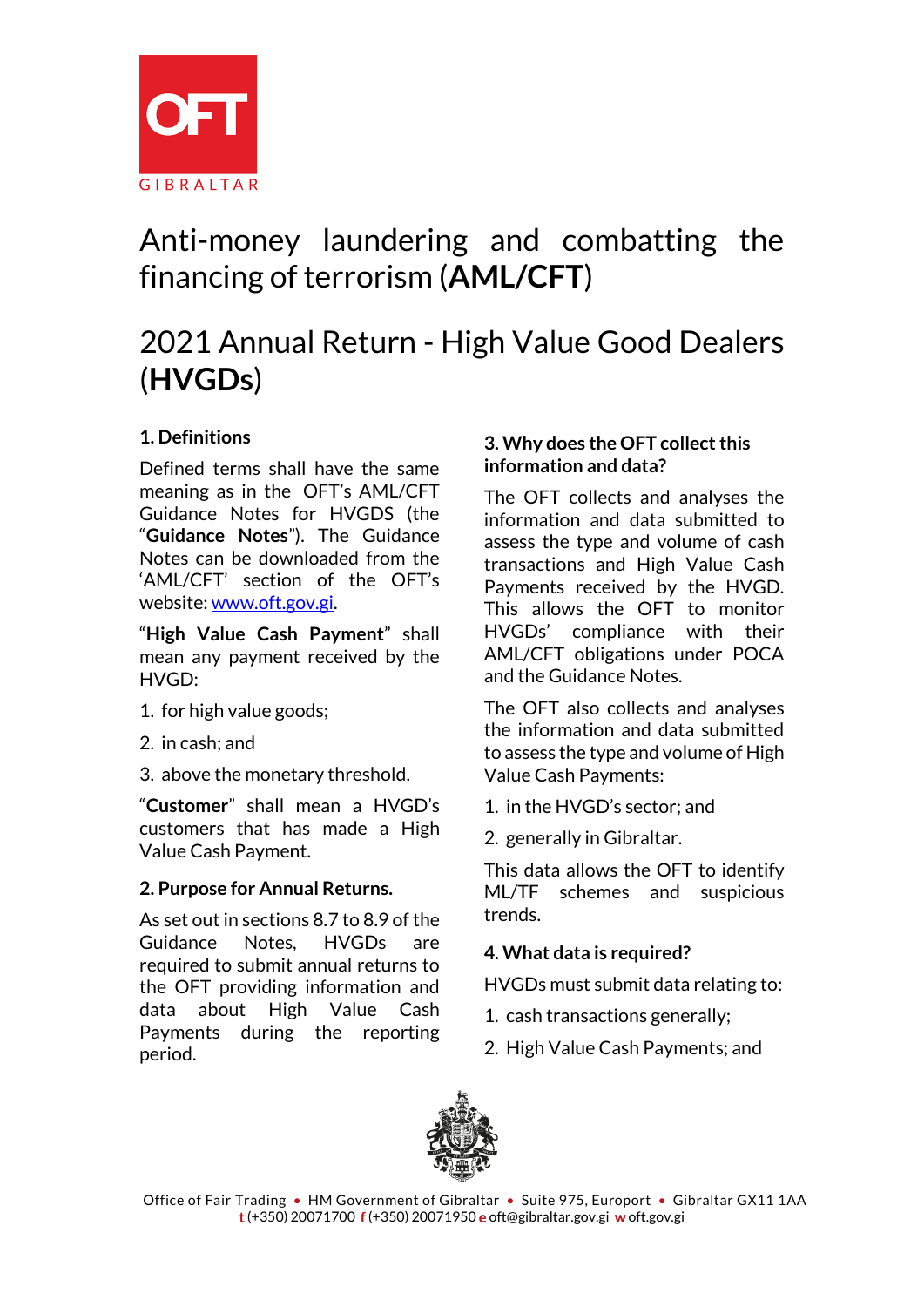# Anti-money laundering and combatting the financing of terrorism (**AML/CFT**)

# 2021 Annual Return - High Value Good Dealers (**HVGDs**)

## 1. Definitions

Defined terms shall have the same meaning as in the OFT's AML/CFT Guidance Notes for HVGDS (the "**Guidance Notes**"). The Guidance Notes can be downloaded from the 'AML/CFT' section of the OFT's website: www.oft.gov.gi.

"**High Value Cash Payment**" shall mean any payment received by the HVGD:

1. for high value goods;
2. in cash; and
3. above the monetary threshold.

"**Customer**" shall mean a HVGD's customers that has made a High Value Cash Payment.

## 2. Purpose for Annual Returns.

As set out in sections 8.7 to 8.9 of the Guidance Notes, HVGDs are required to submit annual returns to the OFT providing information and data about High Value Cash Payments during the reporting period.

## 3. Why does the OFT collect this information and data?

The OFT collects and analyses the information and data submitted to assess the type and volume of cash transactions and High Value Cash Payments received by the HVGD. This allows the OFT to monitor HVGDs' compliance with their AML/CFT obligations under POCA and the Guidance Notes.

The OFT also collects and analyses the information and data submitted to assess the type and volume of High Value Cash Payments:

1. in the HVGD's sector; and
2. generally in Gibraltar.

This data allows the OFT to identify ML/TF schemes and suspicious trends.

## 4. What data is required?

HVGDs must submit data relating to:

1. cash transactions generally;
2. High Value Cash Payments; and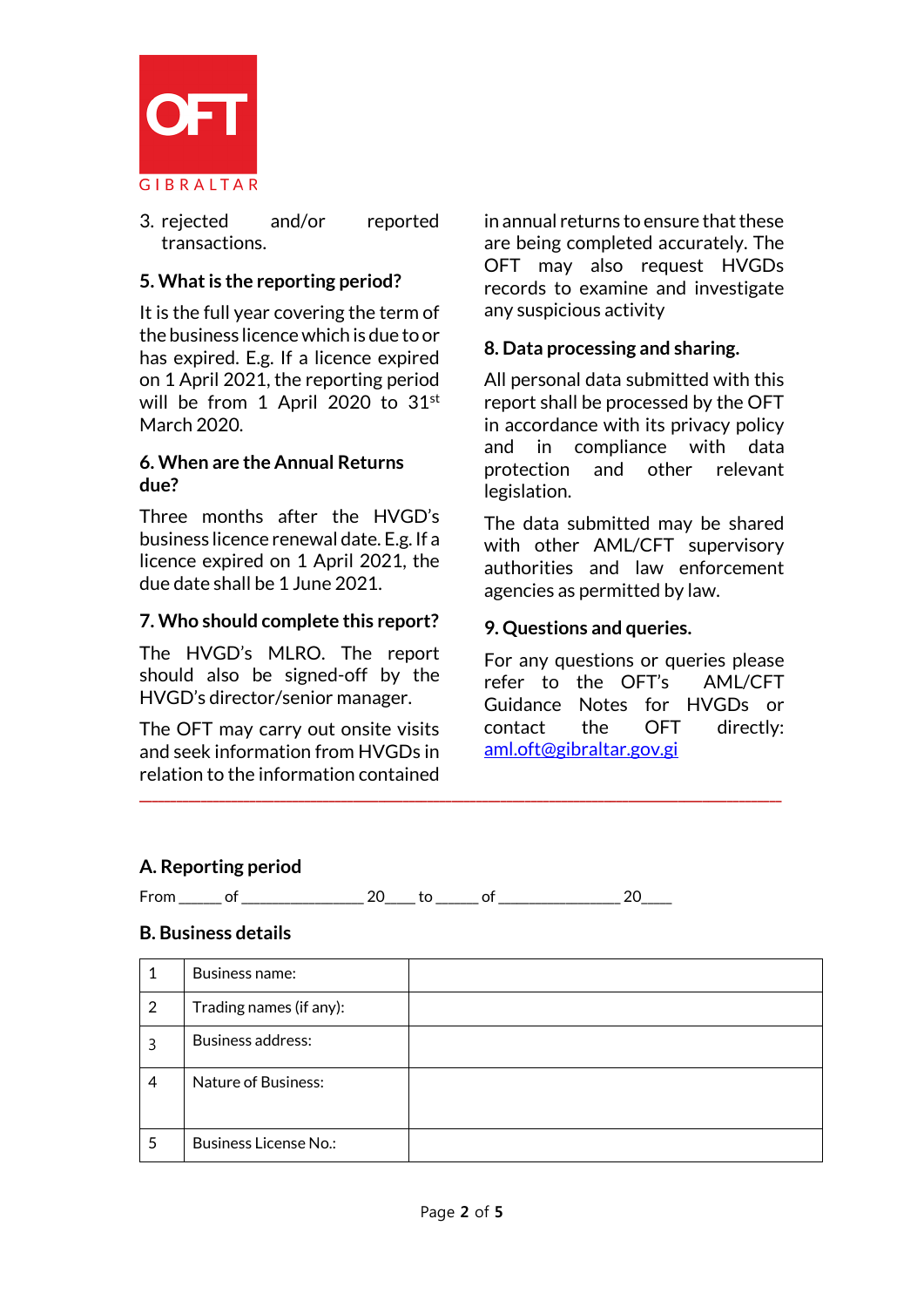3. rejected and/or reported transactions.

**5. What is the reporting period?**

It is the full year covering the term of the business licence which is due to or has expired. E.g. If a licence expired on 1 April 2021, the reporting period will be from 1 April 2020 to 31st March 2020.

**6. When are the Annual Returns due?**

Three months after the HVGD's business licence renewal date. E.g. If a licence expired on 1 April 2021, the due date shall be 1 June 2021.

**7. Who should complete this report?**

The HVGD's MLRO. The report should also be signed-off by the HVGD's director/senior manager.

The OFT may carry out onsite visits and seek information from HVGDs in relation to the information contained in annual returns to ensure that these are being completed accurately. The OFT may also request HVGDs records to examine and investigate any suspicious activity

**8. Data processing and sharing.**

All personal data submitted with this report shall be processed by the OFT in accordance with its privacy policy and in compliance with data protection and other relevant legislation.

The data submitted may be shared with other AML/CFT supervisory authorities and law enforcement agencies as permitted by law.

**9. Questions and queries.**

For any questions or queries please refer to the OFT's AML/CFT Guidance Notes for HVGDs or contact the OFT directly: aml.oft@gibraltar.gov.gi

---

## A. Reporting period

From _____ of _______________ 20____ to _____ of _______________ 20____

## B. Business details

| | | |
|---|---|---|
| 1 | Business name: | |
| 2 | Trading names (if any): | |
| 3 | Business address: | |
| 4 | Nature of Business: | |
| 5 | Business License No.: | |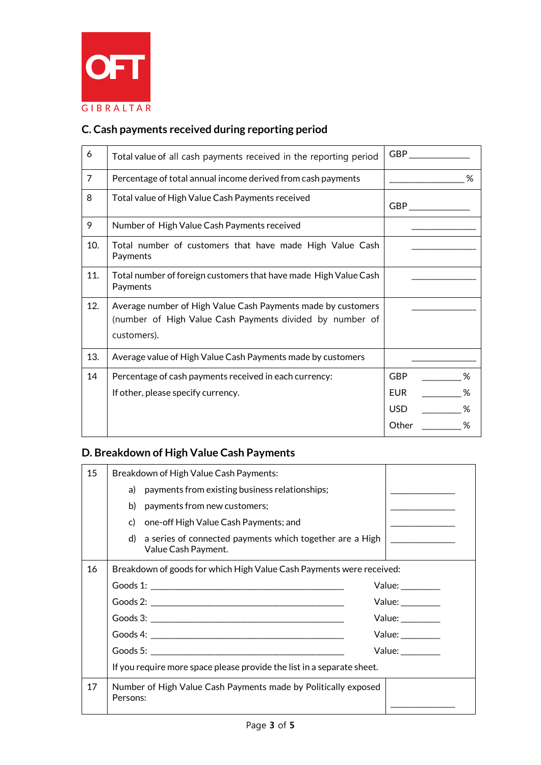OFT GIBRALTAR

## C. Cash payments received during reporting period

| | | |
|---|---|---|
| 6 | Total value of all cash payments received in the reporting period | GBP ____________ |
| 7 | Percentage of total annual income derived from cash payments | _______________ % |
| 8 | Total value of High Value Cash Payments received | GBP ____________ |
| 9 | Number of High Value Cash Payments received | _____________ |
| 10. | Total number of customers that have made High Value Cash Payments | _____________ |
| 11. | Total number of foreign customers that have made High Value Cash Payments | _____________ |
| 12. | Average number of High Value Cash Payments made by customers (number of High Value Cash Payments divided by number of customers). | _____________ |
| 13. | Average value of High Value Cash Payments made by customers | _____________ |
| 14 | Percentage of cash payments received in each currency:<br>If other, please specify currency. | GBP ________ %<br>EUR ________ %<br>USD ________ %<br>Other ________ % |

## D. Breakdown of High Value Cash Payments

| | | |
|---|---|---|
| 15 | Breakdown of High Value Cash Payments:<br>a) payments from existing business relationships;<br>b) payments from new customers;<br>c) one-off High Value Cash Payments; and<br>d) a series of connected payments which together are a High Value Cash Payment. | <br>_____________<br>_____________<br>_____________<br>_____________ |
| 16 | Breakdown of goods for which High Value Cash Payments were received:<br>Goods 1: ________________________________________ Value: ________<br>Goods 2: ________________________________________ Value: ________<br>Goods 3: ________________________________________ Value: ________<br>Goods 4: ________________________________________ Value: ________<br>Goods 5: ________________________________________ Value: ________<br>If you require more space please provide the list in a separate sheet. | |
| 17 | Number of High Value Cash Payments made by Politically exposed Persons: | _____________ |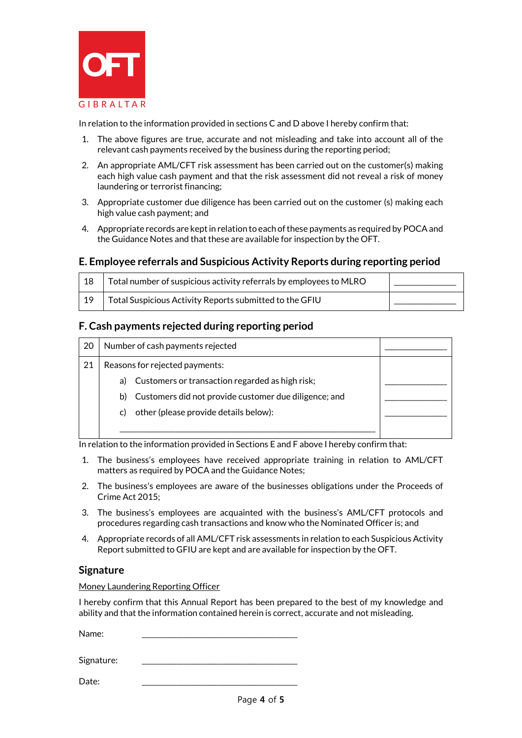OFT GIBRALTAR

In relation to the information provided in sections C and D above I hereby confirm that:

1. The above figures are true, accurate and not misleading and take into account all of the relevant cash payments received by the business during the reporting period;
2. An appropriate AML/CFT risk assessment has been carried out on the customer(s) making each high value cash payment and that the risk assessment did not reveal a risk of money laundering or terrorist financing;
3. Appropriate customer due diligence has been carried out on the customer (s) making each high value cash payment; and
4. Appropriate records are kept in relation to each of these payments as required by POCA and the Guidance Notes and that these are available for inspection by the OFT.

## E. Employee referrals and Suspicious Activity Reports during reporting period

| | | |
|---|---|---|
| 18 | Total number of suspicious activity referrals by employees to MLRO | ______________ |
| 19 | Total Suspicious Activity Reports submitted to the GFIU | ______________ |

## F. Cash payments rejected during reporting period

| | | |
|---|---|---|
| 20 | Number of cash payments rejected | ______________ |
| 21 | Reasons for rejected payments: | |
| | a) Customers or transaction regarded as high risk; | ______________ |
| | b) Customers did not provide customer due diligence; and | ______________ |
| | c) other (please provide details below): | ______________ |
| | ____________________________________________________ | |

In relation to the information provided in Sections E and F above I hereby confirm that:

1. The business's employees have received appropriate training in relation to AML/CFT matters as required by POCA and the Guidance Notes;
2. The business's employees are aware of the businesses obligations under the Proceeds of Crime Act 2015;
3. The business's employees are acquainted with the business's AML/CFT protocols and procedures regarding cash transactions and know who the Nominated Officer is; and
4. Appropriate records of all AML/CFT risk assessments in relation to each Suspicious Activity Report submitted to GFIU are kept and are available for inspection by the OFT.

## Signature

Money Laundering Reporting Officer

I hereby confirm that this Annual Report has been prepared to the best of my knowledge and ability and that the information contained herein is correct, accurate and not misleading.

Name: ____________________________________

Signature: ____________________________________

Date: ____________________________________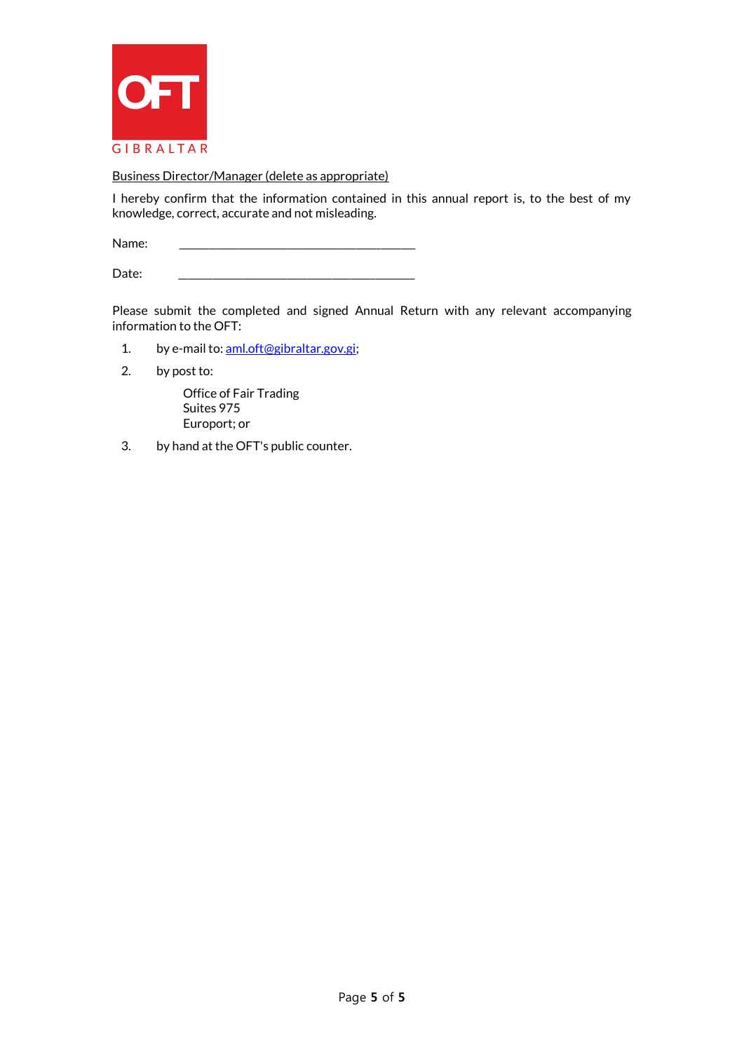OFT

GIBRALTAR

Business Director/Manager (delete as appropriate)

I hereby confirm that the information contained in this annual report is, to the best of my knowledge, correct, accurate and not misleading.

Name: ______________________________________

Date: ______________________________________

Please submit the completed and signed Annual Return with any relevant accompanying information to the OFT:

1. by e-mail to: aml.oft@gibraltar.gov.gi;
2. by post to:

   Office of Fair Trading
   Suites 975
   Europort; or
3. by hand at the OFT's public counter.